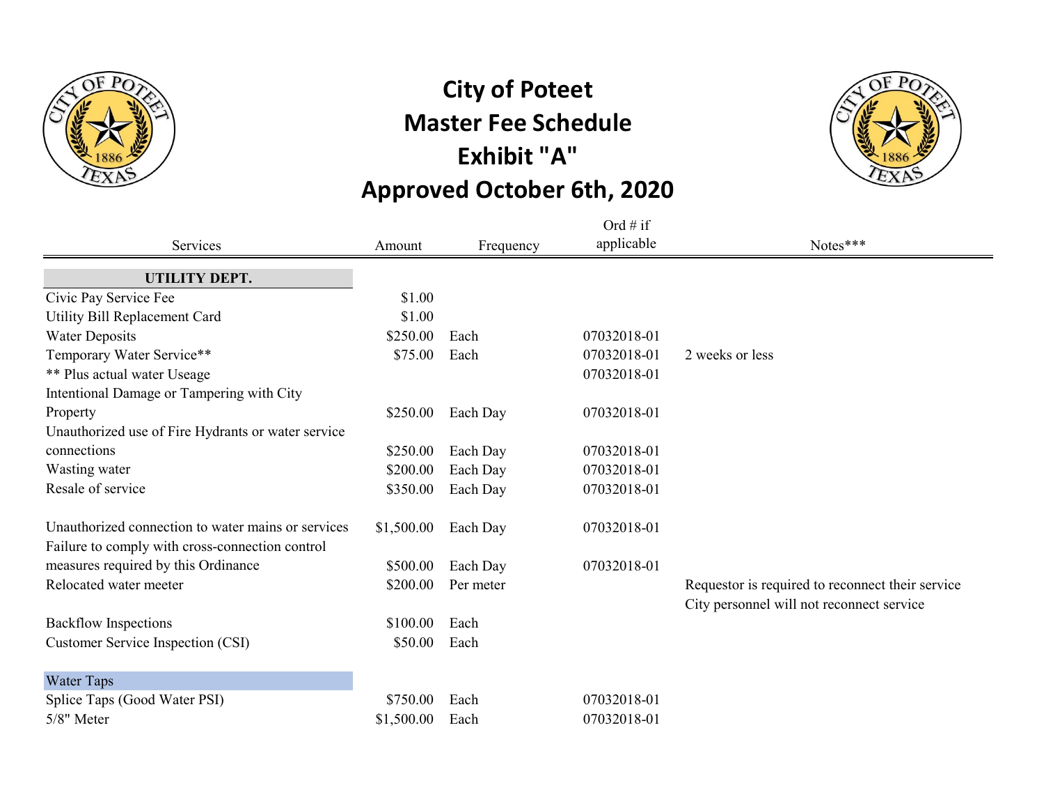# City of Poteet
# Master Fee Schedule
# Exhibit "A"
# Approved October 6th, 2020

| Services | Amount | Frequency | Ord # if applicable | Notes*** |
|---|---|---|---|---|
| **UTILITY DEPT.** | | | | |
| Civic Pay Service Fee | $1.00 | | | |
| Utility Bill Replacement Card | $1.00 | | | |
| Water Deposits | $250.00 | Each | 07032018-01 | |
| Temporary Water Service** | $75.00 | Each | 07032018-01 | 2 weeks or less |
| ** Plus actual water Useage | | | 07032018-01 | |
| Intentional Damage or Tampering with City Property | $250.00 | Each Day | 07032018-01 | |
| Unauthorized use of Fire Hydrants or water service connections | $250.00 | Each Day | 07032018-01 | |
| Wasting water | $200.00 | Each Day | 07032018-01 | |
| Resale of service | $350.00 | Each Day | 07032018-01 | |
| Unauthorized connection to water mains or services | $1,500.00 | Each Day | 07032018-01 | |
| Failure to comply with cross-connection control measures required by this Ordinance | $500.00 | Each Day | 07032018-01 | |
| Relocated water meeter | $200.00 | Per meter | | Requestor is required to reconnect their service City personnel will not reconnect service |
| Backflow Inspections | $100.00 | Each | | |
| Customer Service Inspection (CSI) | $50.00 | Each | | |
| Water Taps | | | | |
| Splice Taps (Good Water PSI) | $750.00 | Each | 07032018-01 | |
| 5/8" Meter | $1,500.00 | Each | 07032018-01 | |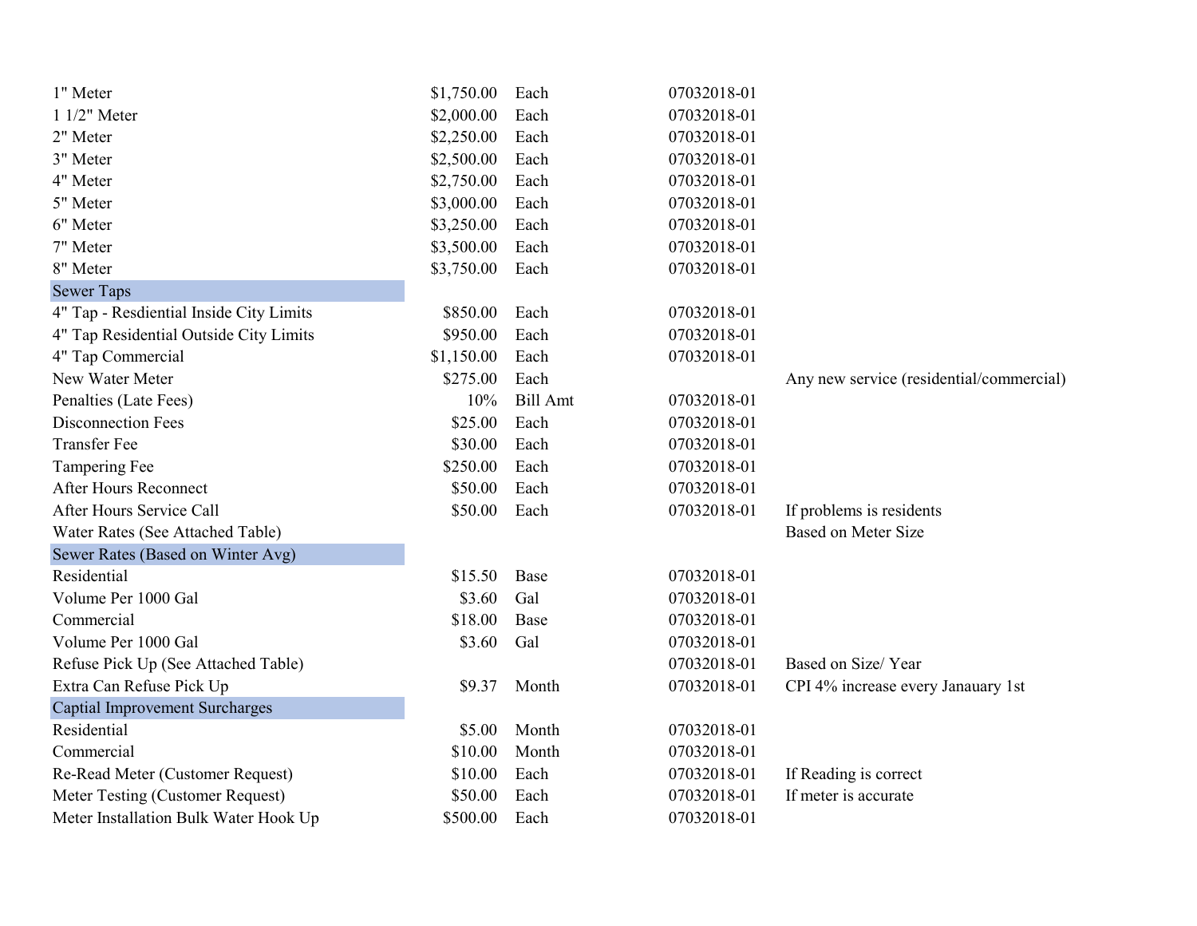| | | | | |
|---|---|---|---|---|
| 1" Meter | $1,750.00 | Each | 07032018-01 | |
| 1 1/2" Meter | $2,000.00 | Each | 07032018-01 | |
| 2" Meter | $2,250.00 | Each | 07032018-01 | |
| 3" Meter | $2,500.00 | Each | 07032018-01 | |
| 4" Meter | $2,750.00 | Each | 07032018-01 | |
| 5" Meter | $3,000.00 | Each | 07032018-01 | |
| 6" Meter | $3,250.00 | Each | 07032018-01 | |
| 7" Meter | $3,500.00 | Each | 07032018-01 | |
| 8" Meter | $3,750.00 | Each | 07032018-01 | |
| **Sewer Taps** | | | | |
| 4" Tap - Resdiential Inside City Limits | $850.00 | Each | 07032018-01 | |
| 4" Tap Residential Outside City Limits | $950.00 | Each | 07032018-01 | |
| 4" Tap Commercial | $1,150.00 | Each | 07032018-01 | |
| New Water Meter | $275.00 | Each | | Any new service (residential/commercial) |
| Penalties (Late Fees) | 10% | Bill Amt | 07032018-01 | |
| Disconnection Fees | $25.00 | Each | 07032018-01 | |
| Transfer Fee | $30.00 | Each | 07032018-01 | |
| Tampering Fee | $250.00 | Each | 07032018-01 | |
| After Hours Reconnect | $50.00 | Each | 07032018-01 | |
| After Hours Service Call | $50.00 | Each | 07032018-01 | If problems is residents |
| Water Rates (See Attached Table) | | | | Based on Meter Size |
| **Sewer Rates (Based on Winter Avg)** | | | | |
| Residential | $15.50 | Base | 07032018-01 | |
| Volume Per 1000 Gal | $3.60 | Gal | 07032018-01 | |
| Commercial | $18.00 | Base | 07032018-01 | |
| Volume Per 1000 Gal | $3.60 | Gal | 07032018-01 | |
| Refuse Pick Up (See Attached Table) | | | 07032018-01 | Based on Size/ Year |
| Extra Can Refuse Pick Up | $9.37 | Month | 07032018-01 | CPI 4% increase every Janauary 1st |
| **Captial Improvement Surcharges** | | | | |
| Residential | $5.00 | Month | 07032018-01 | |
| Commercial | $10.00 | Month | 07032018-01 | |
| Re-Read Meter (Customer Request) | $10.00 | Each | 07032018-01 | If Reading is correct |
| Meter Testing (Customer Request) | $50.00 | Each | 07032018-01 | If meter is accurate |
| Meter Installation Bulk Water Hook Up | $500.00 | Each | 07032018-01 | |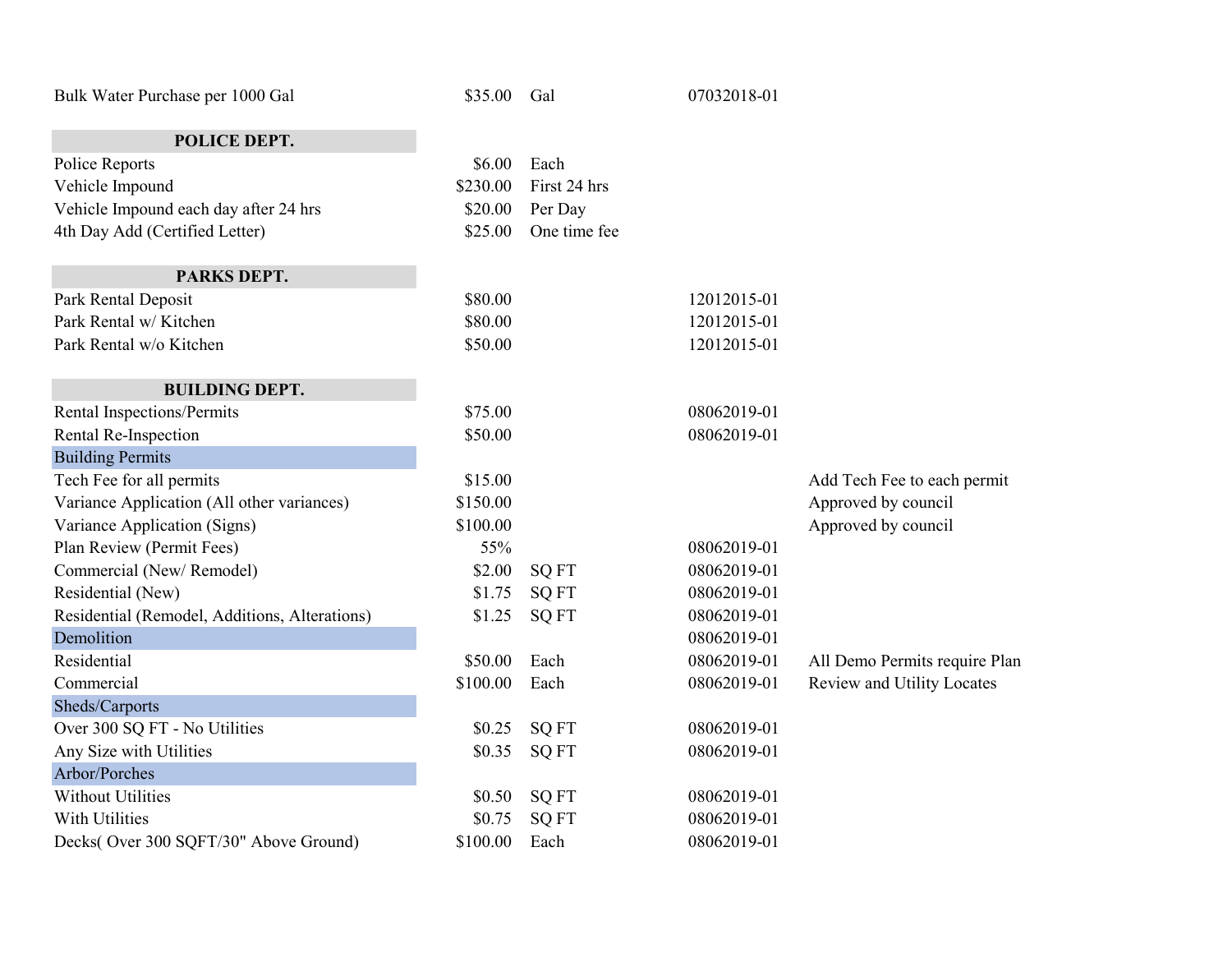| | | | | |
|---|---|---|---|---|
| Bulk Water Purchase per 1000 Gal | $35.00 | Gal | 07032018-01 | |
| | | | | |
| **POLICE DEPT.** | | | | |
| Police Reports | $6.00 | Each | | |
| Vehicle Impound | $230.00 | First 24 hrs | | |
| Vehicle Impound each day after 24 hrs | $20.00 | Per Day | | |
| 4th Day Add (Certified Letter) | $25.00 | One time fee | | |
| | | | | |
| **PARKS DEPT.** | | | | |
| Park Rental Deposit | $80.00 | | 12012015-01 | |
| Park Rental w/ Kitchen | $80.00 | | 12012015-01 | |
| Park Rental w/o Kitchen | $50.00 | | 12012015-01 | |
| | | | | |
| **BUILDING DEPT.** | | | | |
| Rental Inspections/Permits | $75.00 | | 08062019-01 | |
| Rental Re-Inspection | $50.00 | | 08062019-01 | |
| Building Permits | | | | |
| Tech Fee for all permits | $15.00 | | | Add Tech Fee to each permit |
| Variance Application (All other variances) | $150.00 | | | Approved by council |
| Variance Application (Signs) | $100.00 | | | Approved by council |
| Plan Review (Permit Fees) | 55% | | 08062019-01 | |
| Commercial (New/ Remodel) | $2.00 | SQ FT | 08062019-01 | |
| Residential (New) | $1.75 | SQ FT | 08062019-01 | |
| Residential (Remodel, Additions, Alterations) | $1.25 | SQ FT | 08062019-01 | |
| Demolition | | | 08062019-01 | |
| Residential | $50.00 | Each | 08062019-01 | All Demo Permits require Plan |
| Commercial | $100.00 | Each | 08062019-01 | Review and Utility Locates |
| Sheds/Carports | | | | |
| Over 300 SQ FT - No Utilities | $0.25 | SQ FT | 08062019-01 | |
| Any Size with Utilities | $0.35 | SQ FT | 08062019-01 | |
| Arbor/Porches | | | | |
| Without Utilities | $0.50 | SQ FT | 08062019-01 | |
| With Utilities | $0.75 | SQ FT | 08062019-01 | |
| Decks( Over 300 SQFT/30" Above Ground) | $100.00 | Each | 08062019-01 | |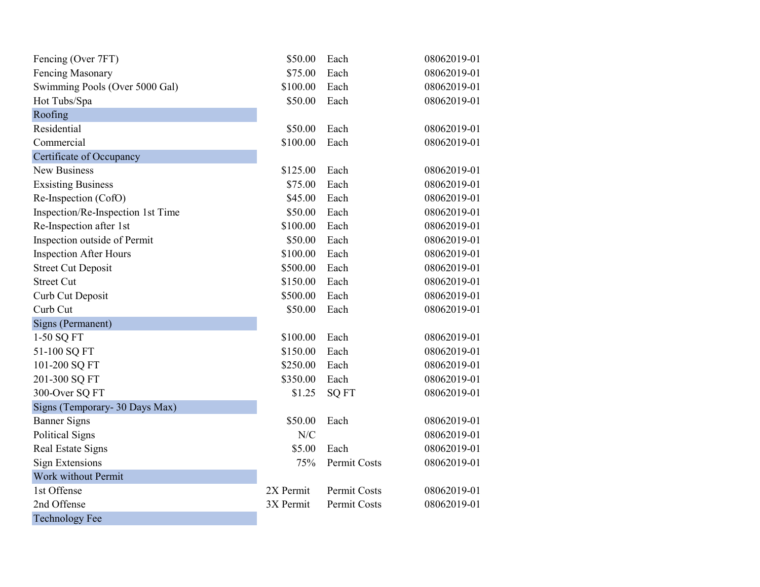| | | | |
|---|---|---|---|
| Fencing (Over 7FT) | $50.00 | Each | 08062019-01 |
| Fencing Masonary | $75.00 | Each | 08062019-01 |
| Swimming Pools (Over 5000 Gal) | $100.00 | Each | 08062019-01 |
| Hot Tubs/Spa | $50.00 | Each | 08062019-01 |
| **Roofing** | | | |
| Residential | $50.00 | Each | 08062019-01 |
| Commercial | $100.00 | Each | 08062019-01 |
| **Certificate of Occupancy** | | | |
| New Business | $125.00 | Each | 08062019-01 |
| Exsisting Business | $75.00 | Each | 08062019-01 |
| Re-Inspection (CofO) | $45.00 | Each | 08062019-01 |
| Inspection/Re-Inspection 1st Time | $50.00 | Each | 08062019-01 |
| Re-Inspection after 1st | $100.00 | Each | 08062019-01 |
| Inspection outside of Permit | $50.00 | Each | 08062019-01 |
| Inspection After Hours | $100.00 | Each | 08062019-01 |
| Street Cut Deposit | $500.00 | Each | 08062019-01 |
| Street Cut | $150.00 | Each | 08062019-01 |
| Curb Cut Deposit | $500.00 | Each | 08062019-01 |
| Curb Cut | $50.00 | Each | 08062019-01 |
| **Signs (Permanent)** | | | |
| 1-50 SQ FT | $100.00 | Each | 08062019-01 |
| 51-100 SQ FT | $150.00 | Each | 08062019-01 |
| 101-200 SQ FT | $250.00 | Each | 08062019-01 |
| 201-300 SQ FT | $350.00 | Each | 08062019-01 |
| 300-Over SQ FT | $1.25 | SQ FT | 08062019-01 |
| **Signs (Temporary- 30 Days Max)** | | | |
| Banner Signs | $50.00 | Each | 08062019-01 |
| Political Signs | N/C | | 08062019-01 |
| Real Estate Signs | $5.00 | Each | 08062019-01 |
| Sign Extensions | 75% | Permit Costs | 08062019-01 |
| **Work without Permit** | | | |
| 1st Offense | 2X Permit | Permit Costs | 08062019-01 |
| 2nd Offense | 3X Permit | Permit Costs | 08062019-01 |
| **Technology Fee** | | | |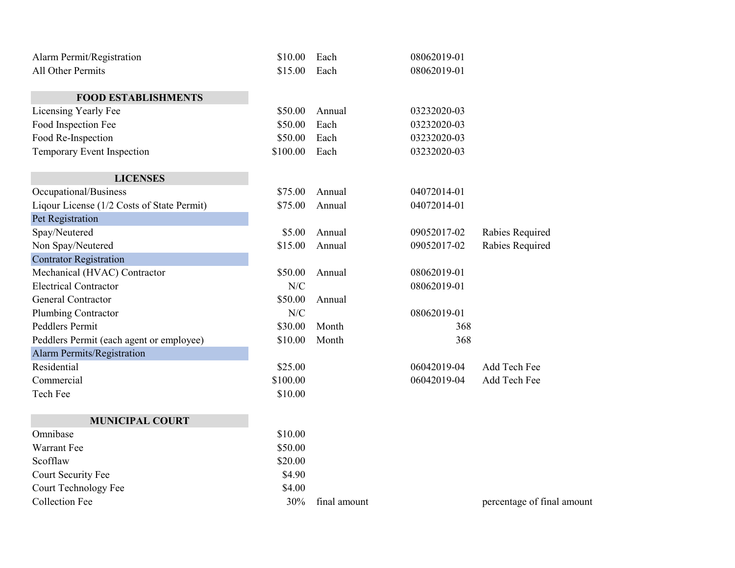| | | | | |
|---|---|---|---|---|
| Alarm Permit/Registration | $10.00 | Each | 08062019-01 | |
| All Other Permits | $15.00 | Each | 08062019-01 | |
| | | | | |
| **FOOD ESTABLISHMENTS** | | | | |
| Licensing Yearly Fee | $50.00 | Annual | 03232020-03 | |
| Food Inspection Fee | $50.00 | Each | 03232020-03 | |
| Food Re-Inspection | $50.00 | Each | 03232020-03 | |
| Temporary Event Inspection | $100.00 | Each | 03232020-03 | |
| | | | | |
| **LICENSES** | | | | |
| Occupational/Business | $75.00 | Annual | 04072014-01 | |
| Liqour License (1/2 Costs of State Permit) | $75.00 | Annual | 04072014-01 | |
| Pet Registration | | | | |
| Spay/Neutered | $5.00 | Annual | 09052017-02 | Rabies Required |
| Non Spay/Neutered | $15.00 | Annual | 09052017-02 | Rabies Required |
| Contrator Registration | | | | |
| Mechanical (HVAC) Contractor | $50.00 | Annual | 08062019-01 | |
| Electrical Contractor | N/C | | 08062019-01 | |
| General Contractor | $50.00 | Annual | | |
| Plumbing Contractor | N/C | | 08062019-01 | |
| Peddlers Permit | $30.00 | Month | 368 | |
| Peddlers Permit (each agent or employee) | $10.00 | Month | 368 | |
| Alarm Permits/Registration | | | | |
| Residential | $25.00 | | 06042019-04 | Add Tech Fee |
| Commercial | $100.00 | | 06042019-04 | Add Tech Fee |
| Tech Fee | $10.00 | | | |
| | | | | |
| **MUNICIPAL COURT** | | | | |
| Omnibase | $10.00 | | | |
| Warrant Fee | $50.00 | | | |
| Scofflaw | $20.00 | | | |
| Court Security Fee | $4.90 | | | |
| Court Technology Fee | $4.00 | | | |
| Collection Fee | 30% | final amount | | percentage of final amount |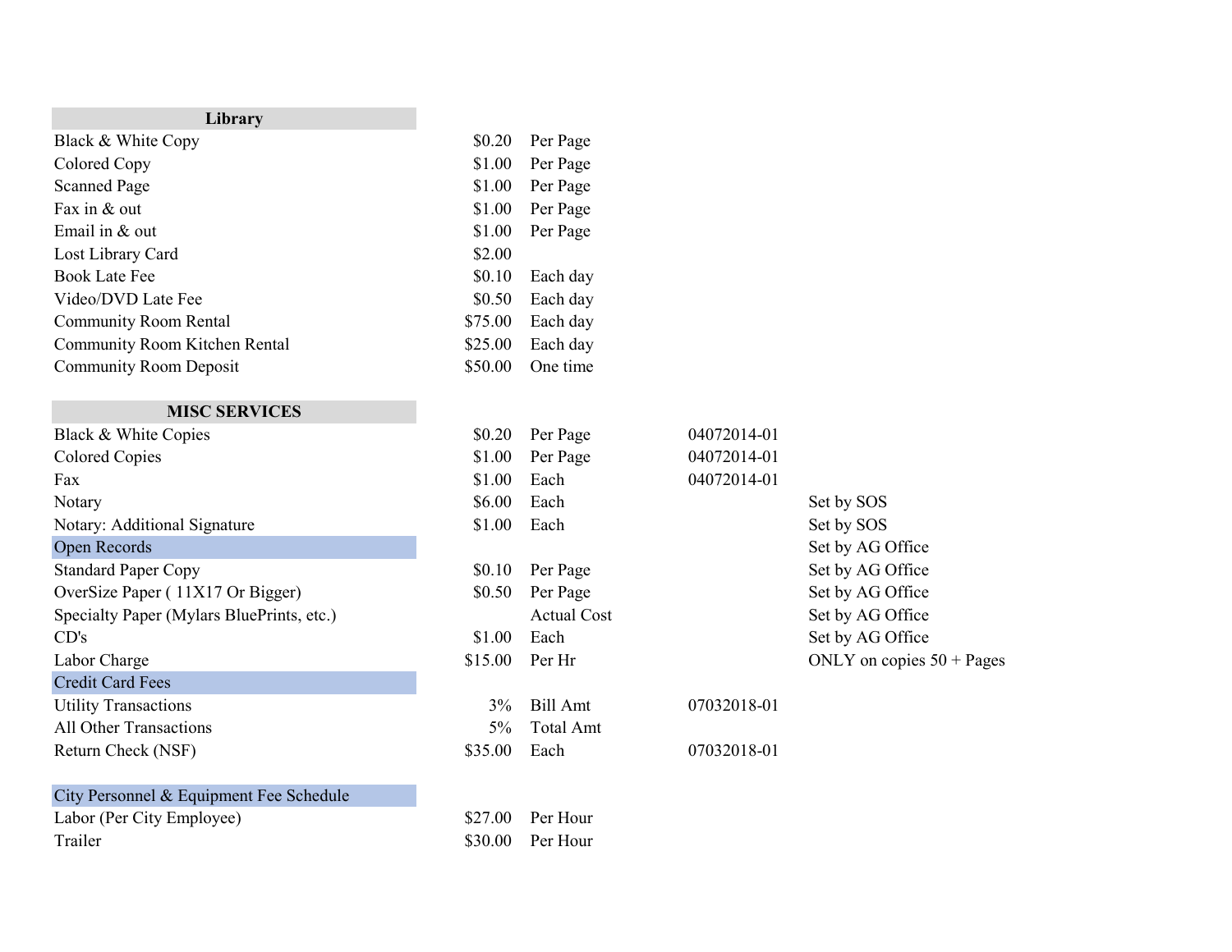| Library | | | | |
|---|---|---|---|---|
| Black & White Copy | $0.20 | Per Page | | |
| Colored Copy | $1.00 | Per Page | | |
| Scanned Page | $1.00 | Per Page | | |
| Fax in & out | $1.00 | Per Page | | |
| Email in & out | $1.00 | Per Page | | |
| Lost Library Card | $2.00 | | | |
| Book Late Fee | $0.10 | Each day | | |
| Video/DVD Late Fee | $0.50 | Each day | | |
| Community Room Rental | $75.00 | Each day | | |
| Community Room Kitchen Rental | $25.00 | Each day | | |
| Community Room Deposit | $50.00 | One time | | |

| MISC SERVICES | | | | |
|---|---|---|---|---|
| Black & White Copies | $0.20 | Per Page | 04072014-01 | |
| Colored Copies | $1.00 | Per Page | 04072014-01 | |
| Fax | $1.00 | Each | 04072014-01 | |
| Notary | $6.00 | Each | | Set by SOS |
| Notary: Additional Signature | $1.00 | Each | | Set by SOS |
| Open Records | | | | Set by AG Office |
| Standard Paper Copy | $0.10 | Per Page | | Set by AG Office |
| OverSize Paper ( 11X17 Or Bigger) | $0.50 | Per Page | | Set by AG Office |
| Specialty Paper (Mylars BluePrints, etc.) | | Actual Cost | | Set by AG Office |
| CD's | $1.00 | Each | | Set by AG Office |
| Labor Charge | $15.00 | Per Hr | | ONLY on copies 50 + Pages |
| Credit Card Fees | | | | |
| Utility Transactions | 3% | Bill Amt | 07032018-01 | |
| All Other Transactions | 5% | Total Amt | | |
| Return Check (NSF) | $35.00 | Each | 07032018-01 | |

| City Personnel & Equipment Fee Schedule | | |
|---|---|---|
| Labor (Per City Employee) | $27.00 | Per Hour |
| Trailer | $30.00 | Per Hour |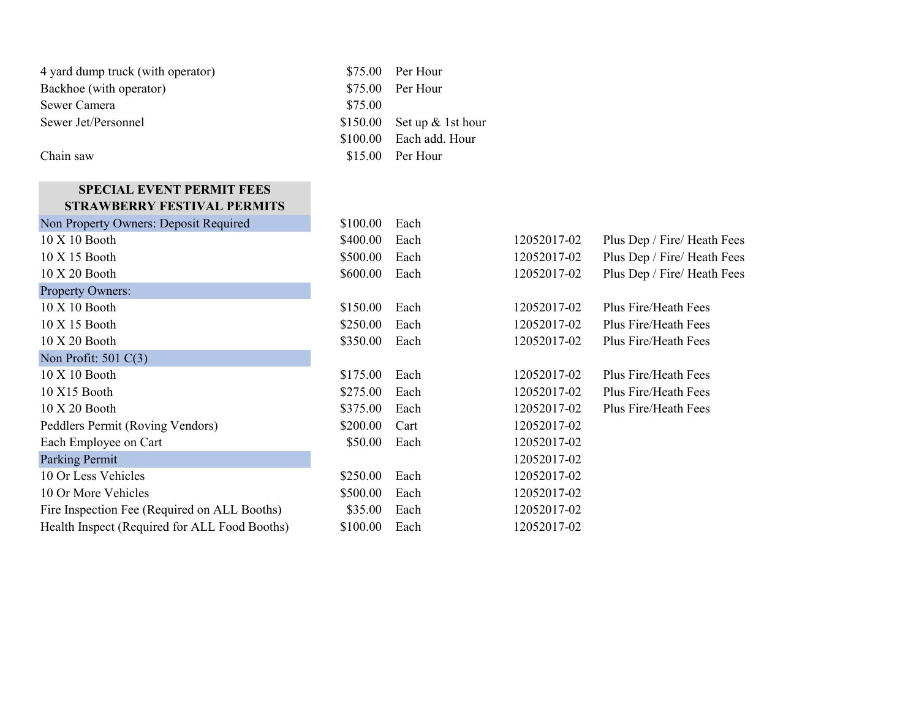| | | | | |
|---|---|---|---|---|
| 4 yard dump truck (with operator) | $75.00 | Per Hour | | |
| Backhoe (with operator) | $75.00 | Per Hour | | |
| Sewer Camera | $75.00 | | | |
| Sewer Jet/Personnel | $150.00 | Set up & 1st hour | | |
| | $100.00 | Each add. Hour | | |
| Chain saw | $15.00 | Per Hour | | |
| **SPECIAL EVENT PERMIT FEES STRAWBERRY FESTIVAL PERMITS** | | | | |
| Non Property Owners: Deposit Required | $100.00 | Each | | |
| 10 X 10 Booth | $400.00 | Each | 12052017-02 | Plus Dep / Fire/ Heath Fees |
| 10 X 15 Booth | $500.00 | Each | 12052017-02 | Plus Dep / Fire/ Heath Fees |
| 10 X 20 Booth | $600.00 | Each | 12052017-02 | Plus Dep / Fire/ Heath Fees |
| Property Owners: | | | | |
| 10 X 10 Booth | $150.00 | Each | 12052017-02 | Plus Fire/Heath Fees |
| 10 X 15 Booth | $250.00 | Each | 12052017-02 | Plus Fire/Heath Fees |
| 10 X 20 Booth | $350.00 | Each | 12052017-02 | Plus Fire/Heath Fees |
| Non Profit: 501 C(3) | | | | |
| 10 X 10 Booth | $175.00 | Each | 12052017-02 | Plus Fire/Heath Fees |
| 10 X15 Booth | $275.00 | Each | 12052017-02 | Plus Fire/Heath Fees |
| 10 X 20 Booth | $375.00 | Each | 12052017-02 | Plus Fire/Heath Fees |
| Peddlers Permit (Roving Vendors) | $200.00 | Cart | 12052017-02 | |
| Each Employee on Cart | $50.00 | Each | 12052017-02 | |
| Parking Permit | | | 12052017-02 | |
| 10 Or Less Vehicles | $250.00 | Each | 12052017-02 | |
| 10 Or More Vehicles | $500.00 | Each | 12052017-02 | |
| Fire Inspection Fee (Required on ALL Booths) | $35.00 | Each | 12052017-02 | |
| Health Inspect (Required for ALL Food Booths) | $100.00 | Each | 12052017-02 | |